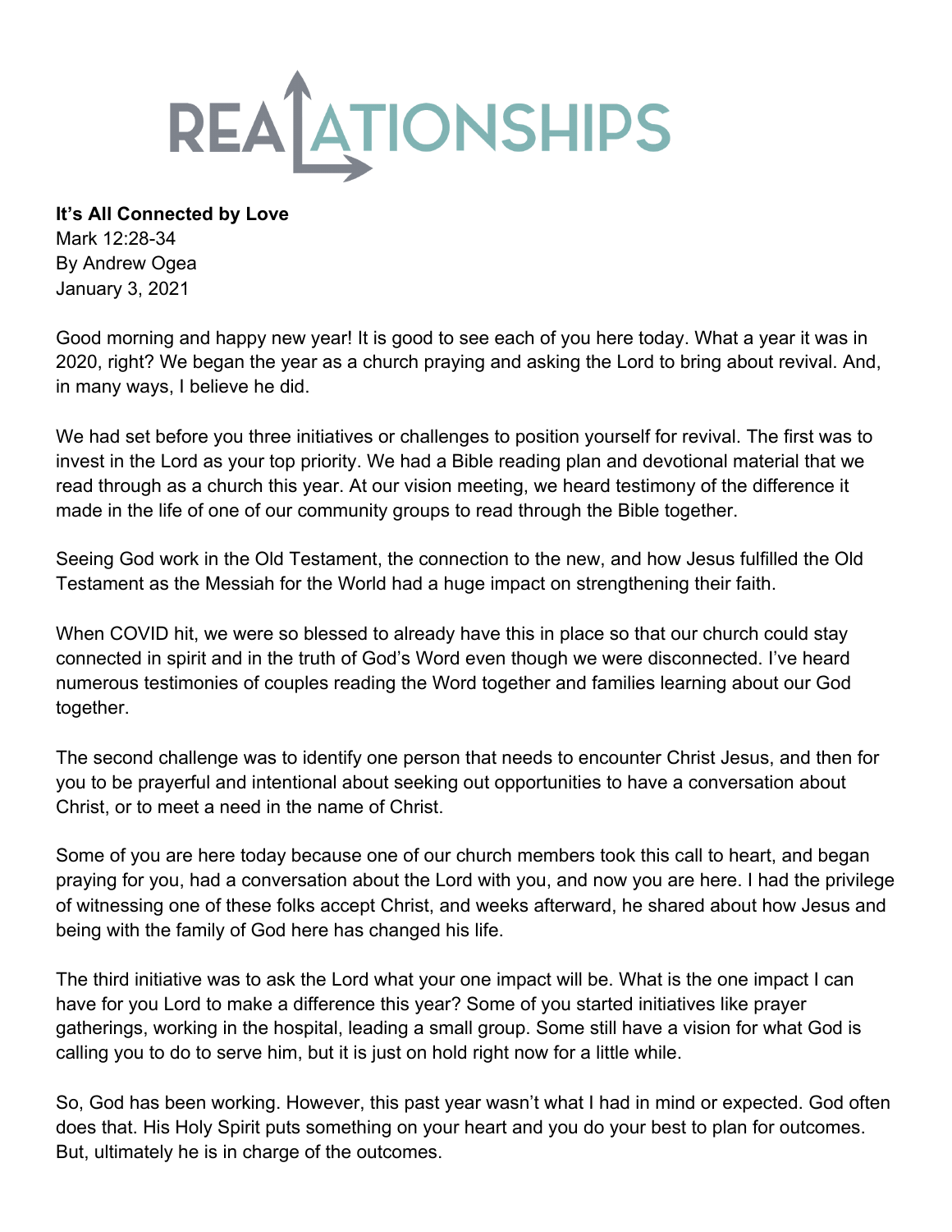# REALATIONSHIPS

**It's All Connected by Love**
Mark 12:28-34
By Andrew Ogea
January 3, 2021

Good morning and happy new year! It is good to see each of you here today. What a year it was in 2020, right? We began the year as a church praying and asking the Lord to bring about revival. And, in many ways, I believe he did.

We had set before you three initiatives or challenges to position yourself for revival. The first was to invest in the Lord as your top priority. We had a Bible reading plan and devotional material that we read through as a church this year. At our vision meeting, we heard testimony of the difference it made in the life of one of our community groups to read through the Bible together.

Seeing God work in the Old Testament, the connection to the new, and how Jesus fulfilled the Old Testament as the Messiah for the World had a huge impact on strengthening their faith.

When COVID hit, we were so blessed to already have this in place so that our church could stay connected in spirit and in the truth of God's Word even though we were disconnected. I've heard numerous testimonies of couples reading the Word together and families learning about our God together.

The second challenge was to identify one person that needs to encounter Christ Jesus, and then for you to be prayerful and intentional about seeking out opportunities to have a conversation about Christ, or to meet a need in the name of Christ.

Some of you are here today because one of our church members took this call to heart, and began praying for you, had a conversation about the Lord with you, and now you are here. I had the privilege of witnessing one of these folks accept Christ, and weeks afterward, he shared about how Jesus and being with the family of God here has changed his life.

The third initiative was to ask the Lord what your one impact will be. What is the one impact I can have for you Lord to make a difference this year? Some of you started initiatives like prayer gatherings, working in the hospital, leading a small group. Some still have a vision for what God is calling you to do to serve him, but it is just on hold right now for a little while.

So, God has been working. However, this past year wasn't what I had in mind or expected. God often does that. His Holy Spirit puts something on your heart and you do your best to plan for outcomes. But, ultimately he is in charge of the outcomes.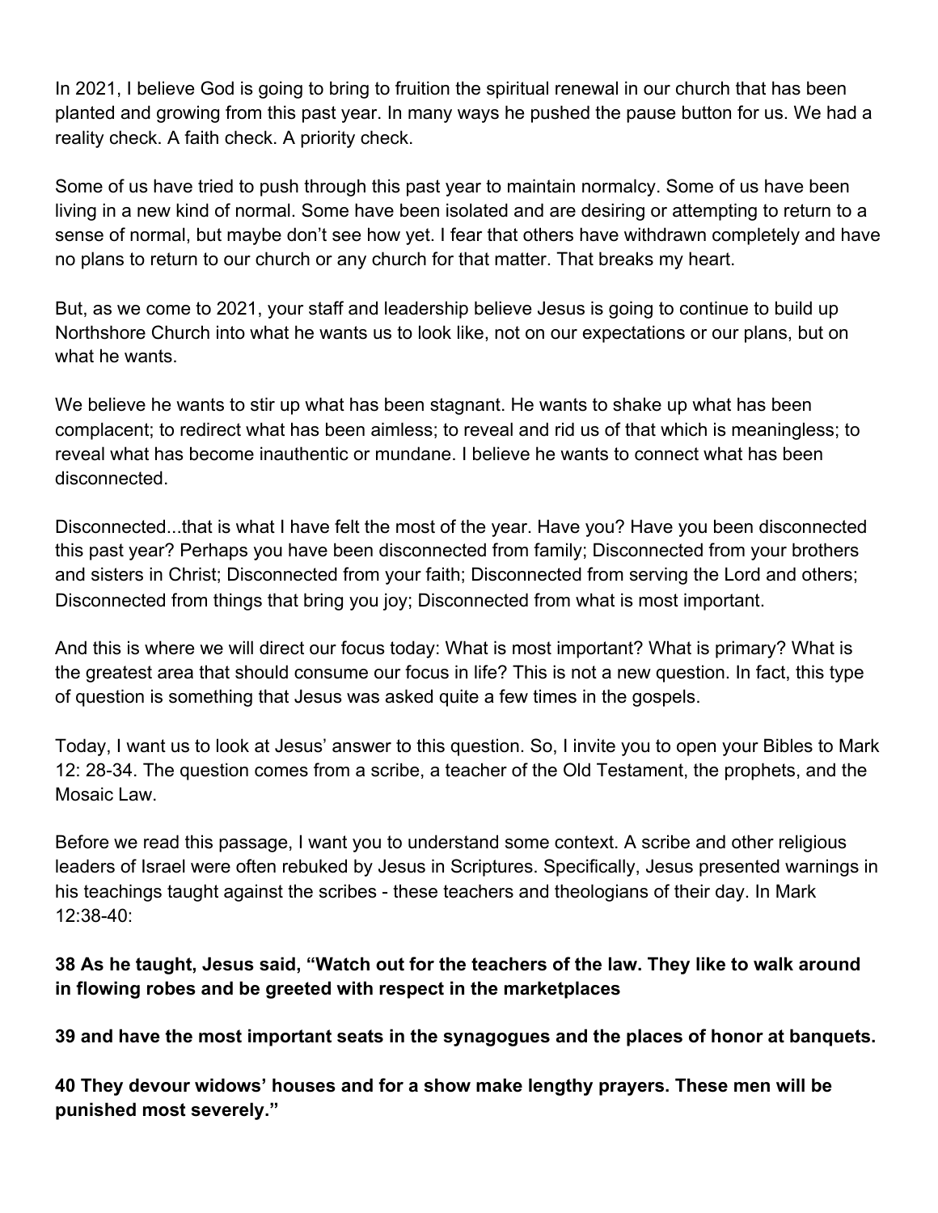In 2021, I believe God is going to bring to fruition the spiritual renewal in our church that has been planted and growing from this past year. In many ways he pushed the pause button for us. We had a reality check. A faith check. A priority check.

Some of us have tried to push through this past year to maintain normalcy. Some of us have been living in a new kind of normal. Some have been isolated and are desiring or attempting to return to a sense of normal, but maybe don't see how yet. I fear that others have withdrawn completely and have no plans to return to our church or any church for that matter. That breaks my heart.

But, as we come to 2021, your staff and leadership believe Jesus is going to continue to build up Northshore Church into what he wants us to look like, not on our expectations or our plans, but on what he wants.

We believe he wants to stir up what has been stagnant. He wants to shake up what has been complacent; to redirect what has been aimless; to reveal and rid us of that which is meaningless; to reveal what has become inauthentic or mundane. I believe he wants to connect what has been disconnected.

Disconnected...that is what I have felt the most of the year. Have you? Have you been disconnected this past year? Perhaps you have been disconnected from family; Disconnected from your brothers and sisters in Christ; Disconnected from your faith; Disconnected from serving the Lord and others; Disconnected from things that bring you joy; Disconnected from what is most important.

And this is where we will direct our focus today: What is most important? What is primary? What is the greatest area that should consume our focus in life? This is not a new question. In fact, this type of question is something that Jesus was asked quite a few times in the gospels.

Today, I want us to look at Jesus' answer to this question. So, I invite you to open your Bibles to Mark 12: 28-34. The question comes from a scribe, a teacher of the Old Testament, the prophets, and the Mosaic Law.

Before we read this passage, I want you to understand some context. A scribe and other religious leaders of Israel were often rebuked by Jesus in Scriptures. Specifically, Jesus presented warnings in his teachings taught against the scribes - these teachers and theologians of their day. In Mark 12:38-40:

**38 As he taught, Jesus said, "Watch out for the teachers of the law. They like to walk around in flowing robes and be greeted with respect in the marketplaces**

**39 and have the most important seats in the synagogues and the places of honor at banquets.**

**40 They devour widows' houses and for a show make lengthy prayers. These men will be punished most severely."**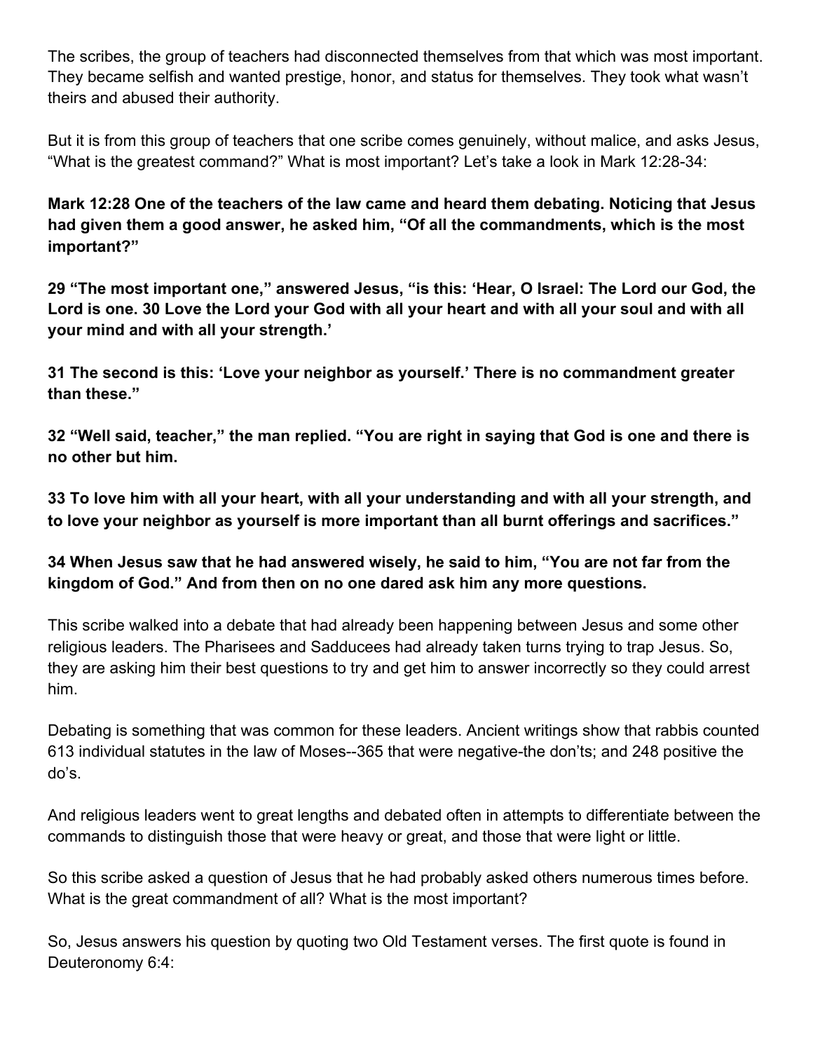The scribes, the group of teachers had disconnected themselves from that which was most important. They became selfish and wanted prestige, honor, and status for themselves. They took what wasn't theirs and abused their authority.

But it is from this group of teachers that one scribe comes genuinely, without malice, and asks Jesus, "What is the greatest command?" What is most important? Let's take a look in Mark 12:28-34:

**Mark 12:28 One of the teachers of the law came and heard them debating. Noticing that Jesus had given them a good answer, he asked him, "Of all the commandments, which is the most important?"**

**29 "The most important one," answered Jesus, "is this: 'Hear, O Israel: The Lord our God, the Lord is one. 30 Love the Lord your God with all your heart and with all your soul and with all your mind and with all your strength.'**

**31 The second is this: 'Love your neighbor as yourself.' There is no commandment greater than these."**

**32 "Well said, teacher," the man replied. "You are right in saying that God is one and there is no other but him.**

**33 To love him with all your heart, with all your understanding and with all your strength, and to love your neighbor as yourself is more important than all burnt offerings and sacrifices."**

**34 When Jesus saw that he had answered wisely, he said to him, "You are not far from the kingdom of God." And from then on no one dared ask him any more questions.**

This scribe walked into a debate that had already been happening between Jesus and some other religious leaders. The Pharisees and Sadducees had already taken turns trying to trap Jesus. So, they are asking him their best questions to try and get him to answer incorrectly so they could arrest him.

Debating is something that was common for these leaders. Ancient writings show that rabbis counted 613 individual statutes in the law of Moses--365 that were negative-the don'ts; and 248 positive the do's.

And religious leaders went to great lengths and debated often in attempts to differentiate between the commands to distinguish those that were heavy or great, and those that were light or little.

So this scribe asked a question of Jesus that he had probably asked others numerous times before. What is the great commandment of all? What is the most important?

So, Jesus answers his question by quoting two Old Testament verses. The first quote is found in Deuteronomy 6:4: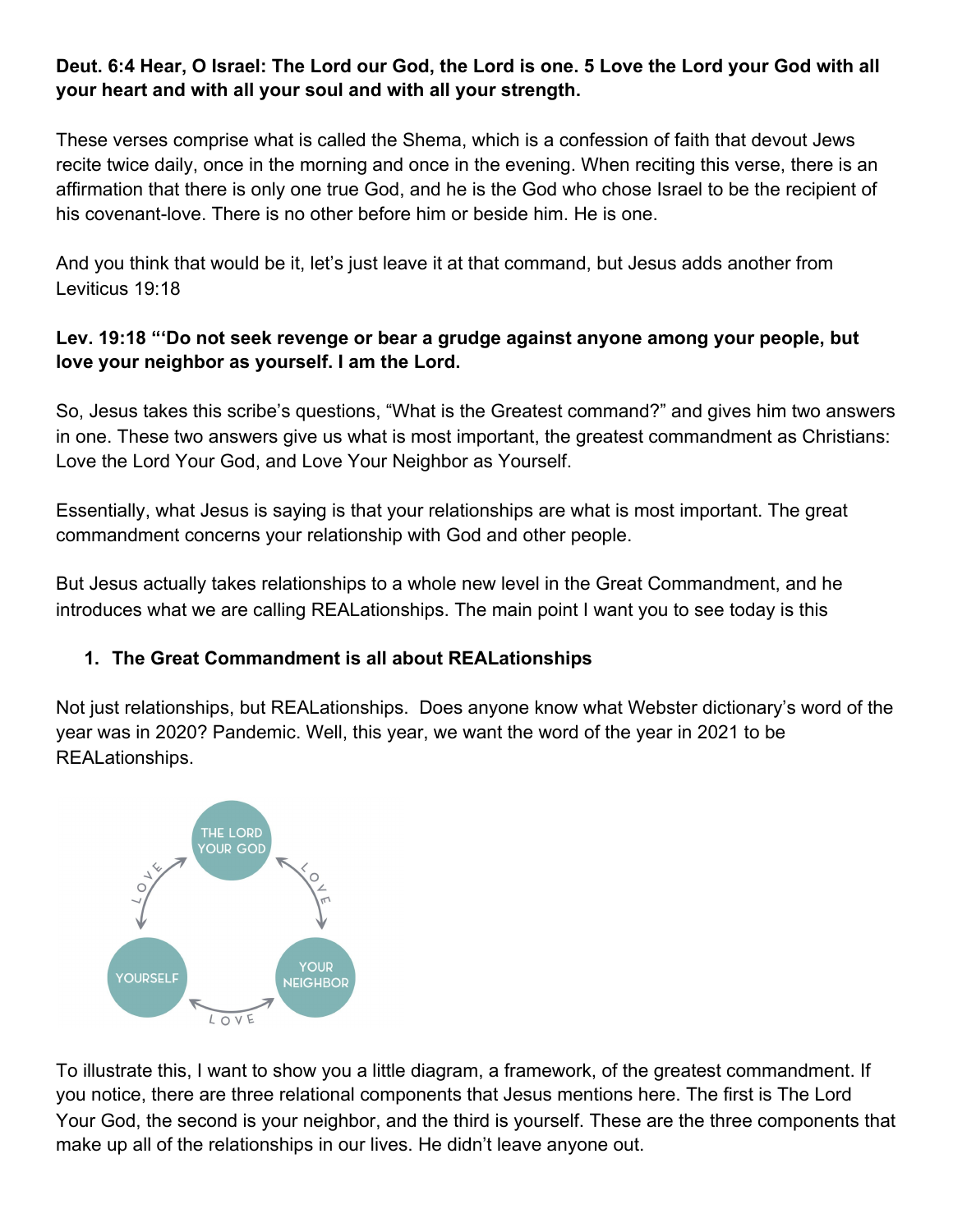**Deut. 6:4 Hear, O Israel: The Lord our God, the Lord is one. 5 Love the Lord your God with all your heart and with all your soul and with all your strength.**

These verses comprise what is called the Shema, which is a confession of faith that devout Jews recite twice daily, once in the morning and once in the evening. When reciting this verse, there is an affirmation that there is only one true God, and he is the God who chose Israel to be the recipient of his covenant-love. There is no other before him or beside him. He is one.

And you think that would be it, let's just leave it at that command, but Jesus adds another from Leviticus 19:18

**Lev. 19:18 "'Do not seek revenge or bear a grudge against anyone among your people, but love your neighbor as yourself. I am the Lord.**

So, Jesus takes this scribe's questions, "What is the Greatest command?" and gives him two answers in one. These two answers give us what is most important, the greatest commandment as Christians: Love the Lord Your God, and Love Your Neighbor as Yourself.

Essentially, what Jesus is saying is that your relationships are what is most important. The great commandment concerns your relationship with God and other people.

But Jesus actually takes relationships to a whole new level in the Great Commandment, and he introduces what we are calling REALationships. The main point I want you to see today is this

1. **The Great Commandment is all about REALationships**

Not just relationships, but REALationships. Does anyone know what Webster dictionary's word of the year was in 2020? Pandemic. Well, this year, we want the word of the year in 2021 to be REALationships.

THE LORD YOUR GOD

LOVE LOVE

YOURSELF YOUR NEIGHBOR

LOVE

To illustrate this, I want to show you a little diagram, a framework, of the greatest commandment. If you notice, there are three relational components that Jesus mentions here. The first is The Lord Your God, the second is your neighbor, and the third is yourself. These are the three components that make up all of the relationships in our lives. He didn't leave anyone out.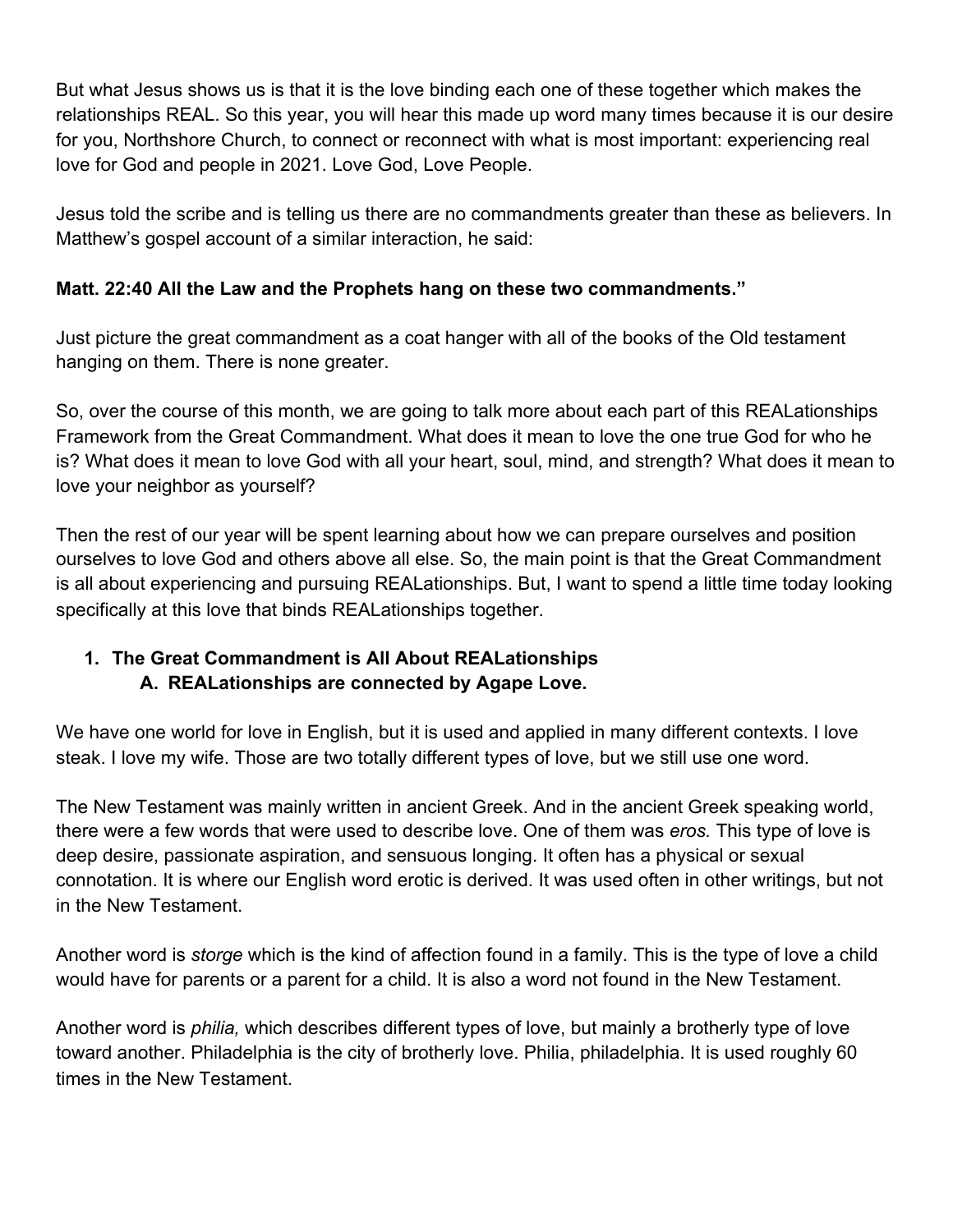But what Jesus shows us is that it is the love binding each one of these together which makes the relationships REAL. So this year, you will hear this made up word many times because it is our desire for you, Northshore Church, to connect or reconnect with what is most important: experiencing real love for God and people in 2021. Love God, Love People.

Jesus told the scribe and is telling us there are no commandments greater than these as believers. In Matthew's gospel account of a similar interaction, he said:

**Matt. 22:40 All the Law and the Prophets hang on these two commandments."**

Just picture the great commandment as a coat hanger with all of the books of the Old testament hanging on them. There is none greater.

So, over the course of this month, we are going to talk more about each part of this REALationships Framework from the Great Commandment. What does it mean to love the one true God for who he is? What does it mean to love God with all your heart, soul, mind, and strength? What does it mean to love your neighbor as yourself?

Then the rest of our year will be spent learning about how we can prepare ourselves and position ourselves to love God and others above all else. So, the main point is that the Great Commandment is all about experiencing and pursuing REALationships. But, I want to spend a little time today looking specifically at this love that binds REALationships together.

1. **The Great Commandment is All About REALationships**
   A. **REALationships are connected by Agape Love.**

We have one world for love in English, but it is used and applied in many different contexts. I love steak. I love my wife. Those are two totally different types of love, but we still use one word.

The New Testament was mainly written in ancient Greek. And in the ancient Greek speaking world, there were a few words that were used to describe love. One of them was *eros.* This type of love is deep desire, passionate aspiration, and sensuous longing. It often has a physical or sexual connotation. It is where our English word erotic is derived. It was used often in other writings, but not in the New Testament.

Another word is *storge* which is the kind of affection found in a family. This is the type of love a child would have for parents or a parent for a child. It is also a word not found in the New Testament.

Another word is *philia,* which describes different types of love, but mainly a brotherly type of love toward another. Philadelphia is the city of brotherly love. Philia, philadelphia. It is used roughly 60 times in the New Testament.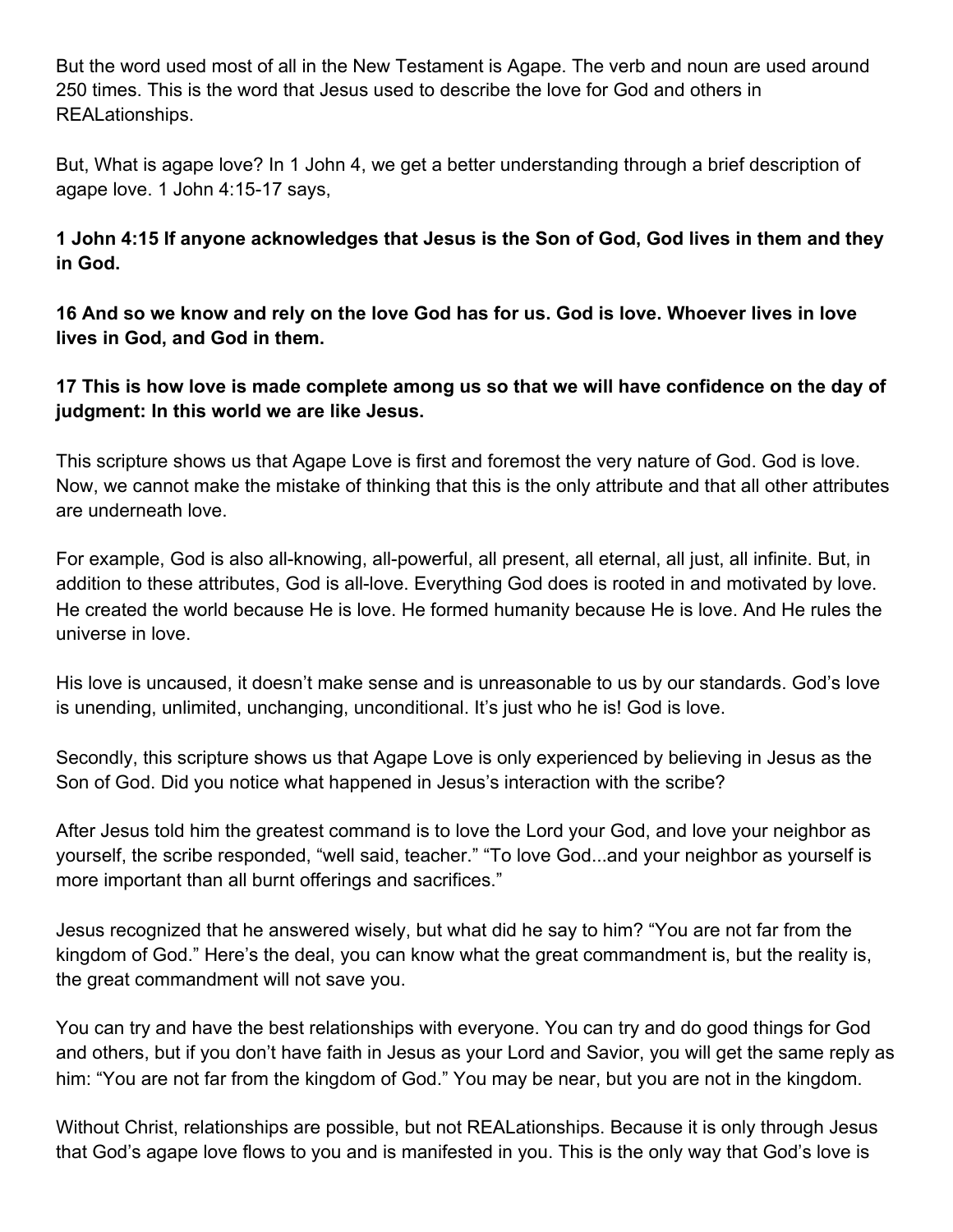But the word used most of all in the New Testament is Agape. The verb and noun are used around 250 times. This is the word that Jesus used to describe the love for God and others in REALationships.

But, What is agape love? In 1 John 4, we get a better understanding through a brief description of agape love. 1 John 4:15-17 says,

**1 John 4:15 If anyone acknowledges that Jesus is the Son of God, God lives in them and they in God.**

**16 And so we know and rely on the love God has for us. God is love. Whoever lives in love lives in God, and God in them.**

**17 This is how love is made complete among us so that we will have confidence on the day of judgment: In this world we are like Jesus.**

This scripture shows us that Agape Love is first and foremost the very nature of God. God is love. Now, we cannot make the mistake of thinking that this is the only attribute and that all other attributes are underneath love.

For example, God is also all-knowing, all-powerful, all present, all eternal, all just, all infinite. But, in addition to these attributes, God is all-love. Everything God does is rooted in and motivated by love. He created the world because He is love. He formed humanity because He is love. And He rules the universe in love.

His love is uncaused, it doesn't make sense and is unreasonable to us by our standards. God's love is unending, unlimited, unchanging, unconditional. It's just who he is! God is love.

Secondly, this scripture shows us that Agape Love is only experienced by believing in Jesus as the Son of God. Did you notice what happened in Jesus's interaction with the scribe?

After Jesus told him the greatest command is to love the Lord your God, and love your neighbor as yourself, the scribe responded, "well said, teacher." "To love God...and your neighbor as yourself is more important than all burnt offerings and sacrifices."

Jesus recognized that he answered wisely, but what did he say to him? "You are not far from the kingdom of God." Here's the deal, you can know what the great commandment is, but the reality is, the great commandment will not save you.

You can try and have the best relationships with everyone. You can try and do good things for God and others, but if you don't have faith in Jesus as your Lord and Savior, you will get the same reply as him: "You are not far from the kingdom of God." You may be near, but you are not in the kingdom.

Without Christ, relationships are possible, but not REALationships. Because it is only through Jesus that God's agape love flows to you and is manifested in you. This is the only way that God's love is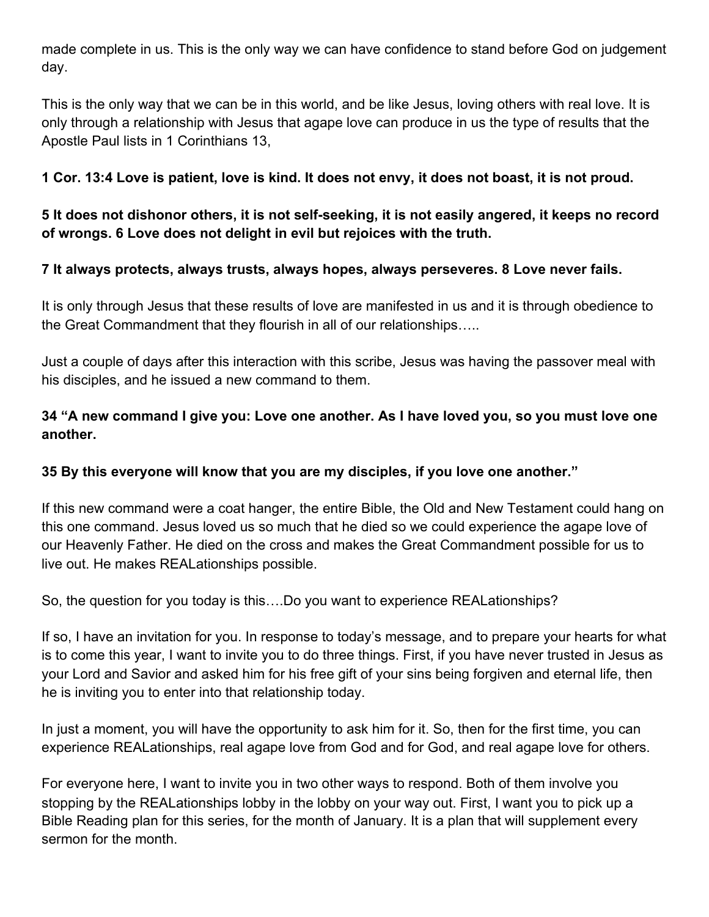made complete in us. This is the only way we can have confidence to stand before God on judgement day.

This is the only way that we can be in this world, and be like Jesus, loving others with real love. It is only through a relationship with Jesus that agape love can produce in us the type of results that the Apostle Paul lists in 1 Corinthians 13,

**1 Cor. 13:4 Love is patient, love is kind. It does not envy, it does not boast, it is not proud.**

**5 It does not dishonor others, it is not self-seeking, it is not easily angered, it keeps no record of wrongs. 6 Love does not delight in evil but rejoices with the truth.**

**7 It always protects, always trusts, always hopes, always perseveres. 8 Love never fails.**

It is only through Jesus that these results of love are manifested in us and it is through obedience to the Great Commandment that they flourish in all of our relationships…..

Just a couple of days after this interaction with this scribe, Jesus was having the passover meal with his disciples, and he issued a new command to them.

**34 "A new command I give you: Love one another. As I have loved you, so you must love one another.**

**35 By this everyone will know that you are my disciples, if you love one another."**

If this new command were a coat hanger, the entire Bible, the Old and New Testament could hang on this one command. Jesus loved us so much that he died so we could experience the agape love of our Heavenly Father. He died on the cross and makes the Great Commandment possible for us to live out. He makes REALationships possible.

So, the question for you today is this….Do you want to experience REALationships?

If so, I have an invitation for you. In response to today's message, and to prepare your hearts for what is to come this year, I want to invite you to do three things. First, if you have never trusted in Jesus as your Lord and Savior and asked him for his free gift of your sins being forgiven and eternal life, then he is inviting you to enter into that relationship today.

In just a moment, you will have the opportunity to ask him for it. So, then for the first time, you can experience REALationships, real agape love from God and for God, and real agape love for others.

For everyone here, I want to invite you in two other ways to respond. Both of them involve you stopping by the REALationships lobby in the lobby on your way out. First, I want you to pick up a Bible Reading plan for this series, for the month of January. It is a plan that will supplement every sermon for the month.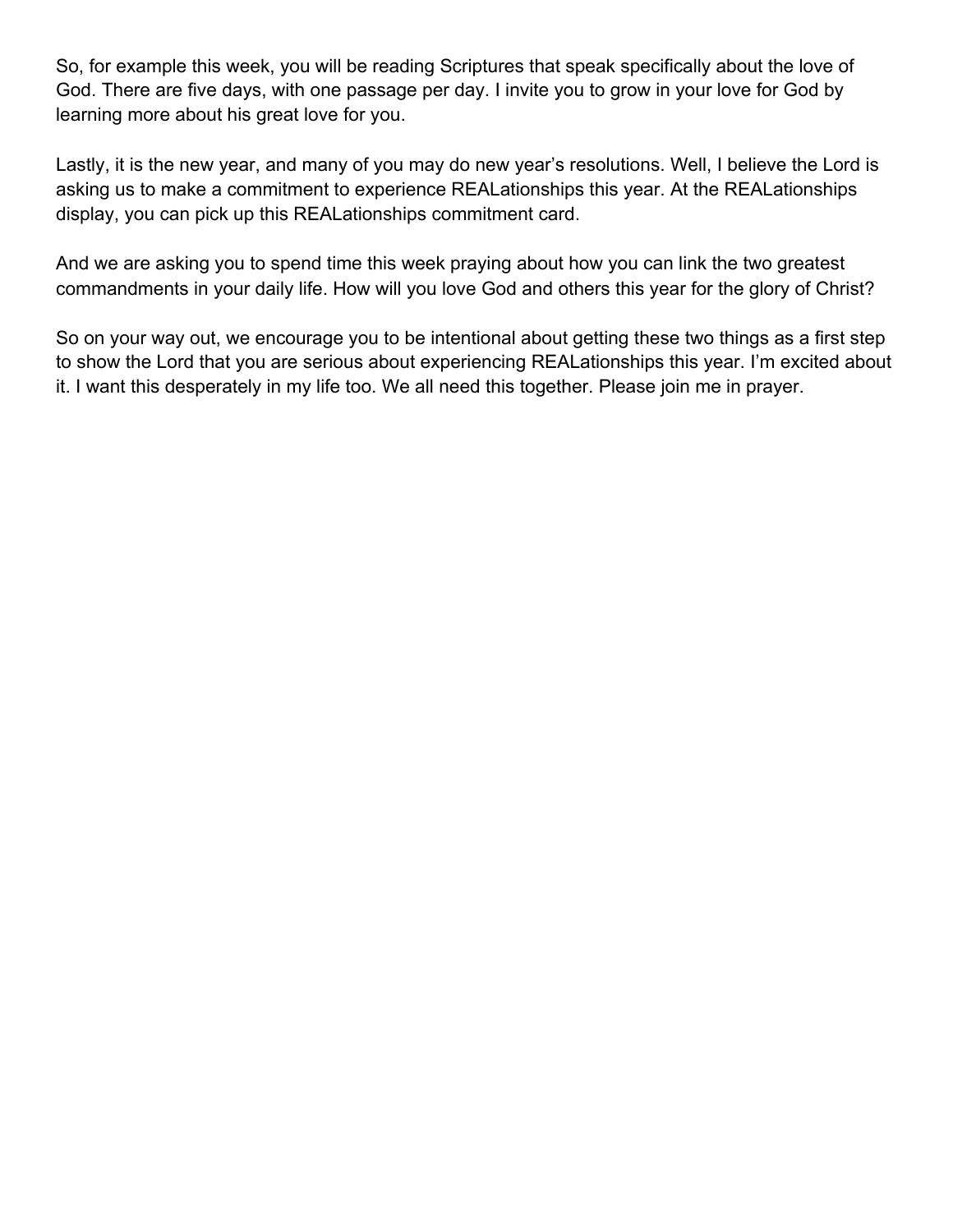So, for example this week, you will be reading Scriptures that speak specifically about the love of God. There are five days, with one passage per day. I invite you to grow in your love for God by learning more about his great love for you.

Lastly, it is the new year, and many of you may do new year's resolutions. Well, I believe the Lord is asking us to make a commitment to experience REALationships this year. At the REALationships display, you can pick up this REALationships commitment card.

And we are asking you to spend time this week praying about how you can link the two greatest commandments in your daily life. How will you love God and others this year for the glory of Christ?

So on your way out, we encourage you to be intentional about getting these two things as a first step to show the Lord that you are serious about experiencing REALationships this year. I'm excited about it. I want this desperately in my life too. We all need this together. Please join me in prayer.